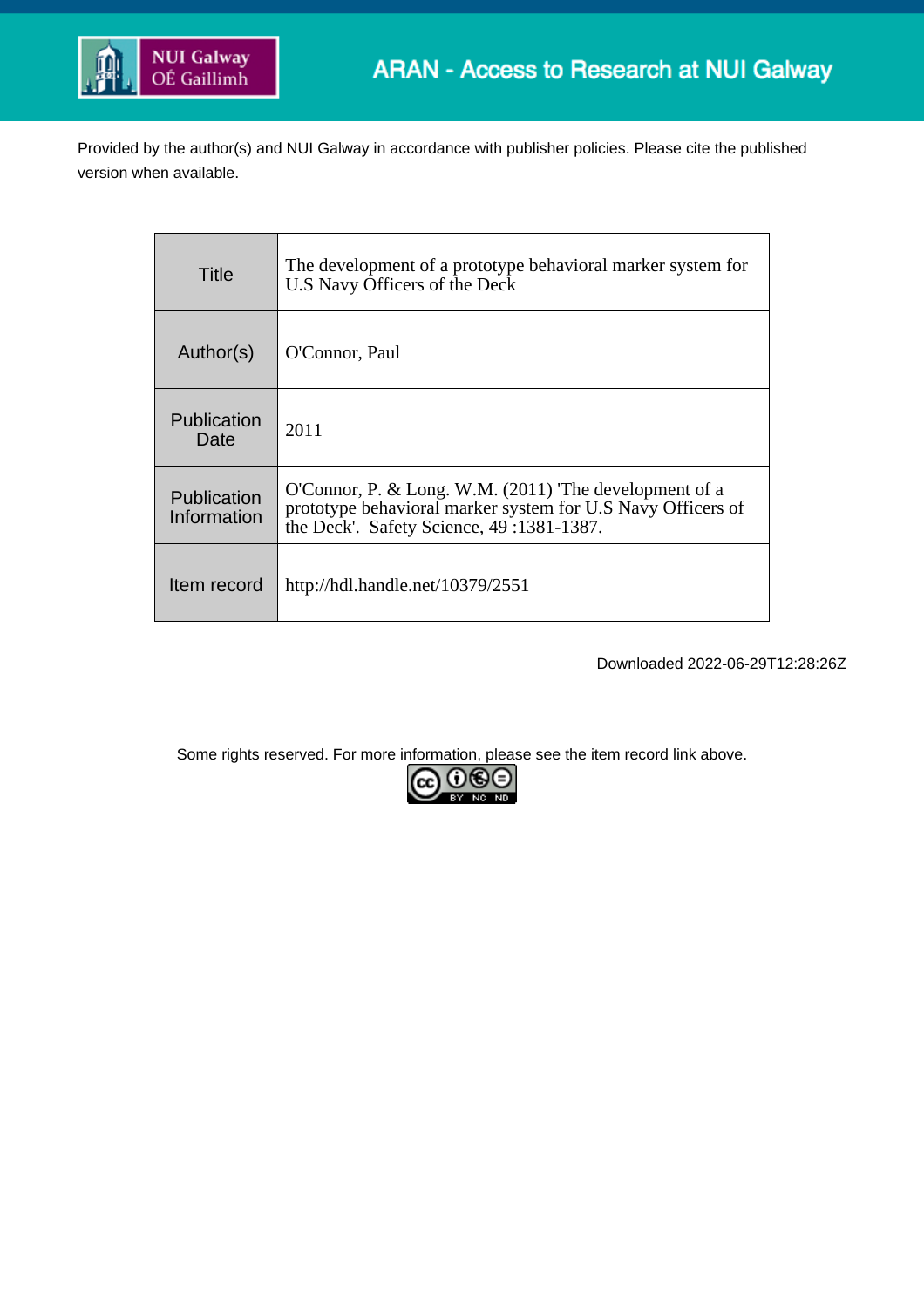ARAN - Access to Research at NUI Galway

Provided by the author(s) and NUI Galway in accordance with publisher policies. Please cite the published version when available.

| | |
|---|---|
| Title | The development of a prototype behavioral marker system for U.S Navy Officers of the Deck |
| Author(s) | O'Connor, Paul |
| Publication Date | 2011 |
| Publication Information | O'Connor, P. & Long. W.M. (2011) 'The development of a prototype behavioral marker system for U.S Navy Officers of the Deck'. Safety Science, 49 :1381-1387. |
| Item record | http://hdl.handle.net/10379/2551 |

Downloaded 2022-06-29T12:28:26Z

Some rights reserved. For more information, please see the item record link above.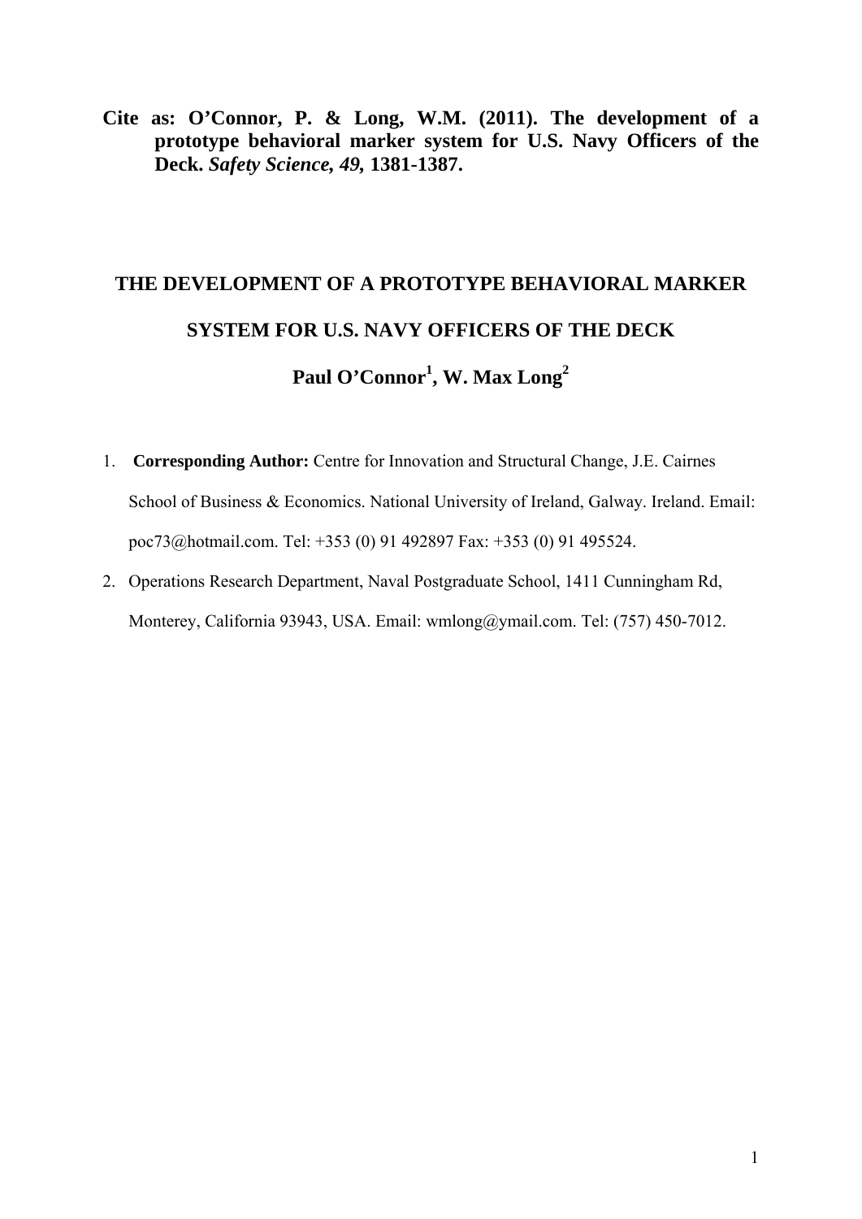**Cite as: O'Connor, P. & Long, W.M. (2011). The development of a prototype behavioral marker system for U.S. Navy Officers of the Deck. *Safety Science, 49,* 1381-1387.**

# THE DEVELOPMENT OF A PROTOTYPE BEHAVIORAL MARKER SYSTEM FOR U.S. NAVY OFFICERS OF THE DECK

**Paul O'Connor[1], W. Max Long[2]**

1. **Corresponding Author:** Centre for Innovation and Structural Change, J.E. Cairnes School of Business & Economics. National University of Ireland, Galway. Ireland. Email: poc73@hotmail.com. Tel: +353 (0) 91 492897 Fax: +353 (0) 91 495524.
2. Operations Research Department, Naval Postgraduate School, 1411 Cunningham Rd, Monterey, California 93943, USA. Email: wmlong@ymail.com. Tel: (757) 450-7012.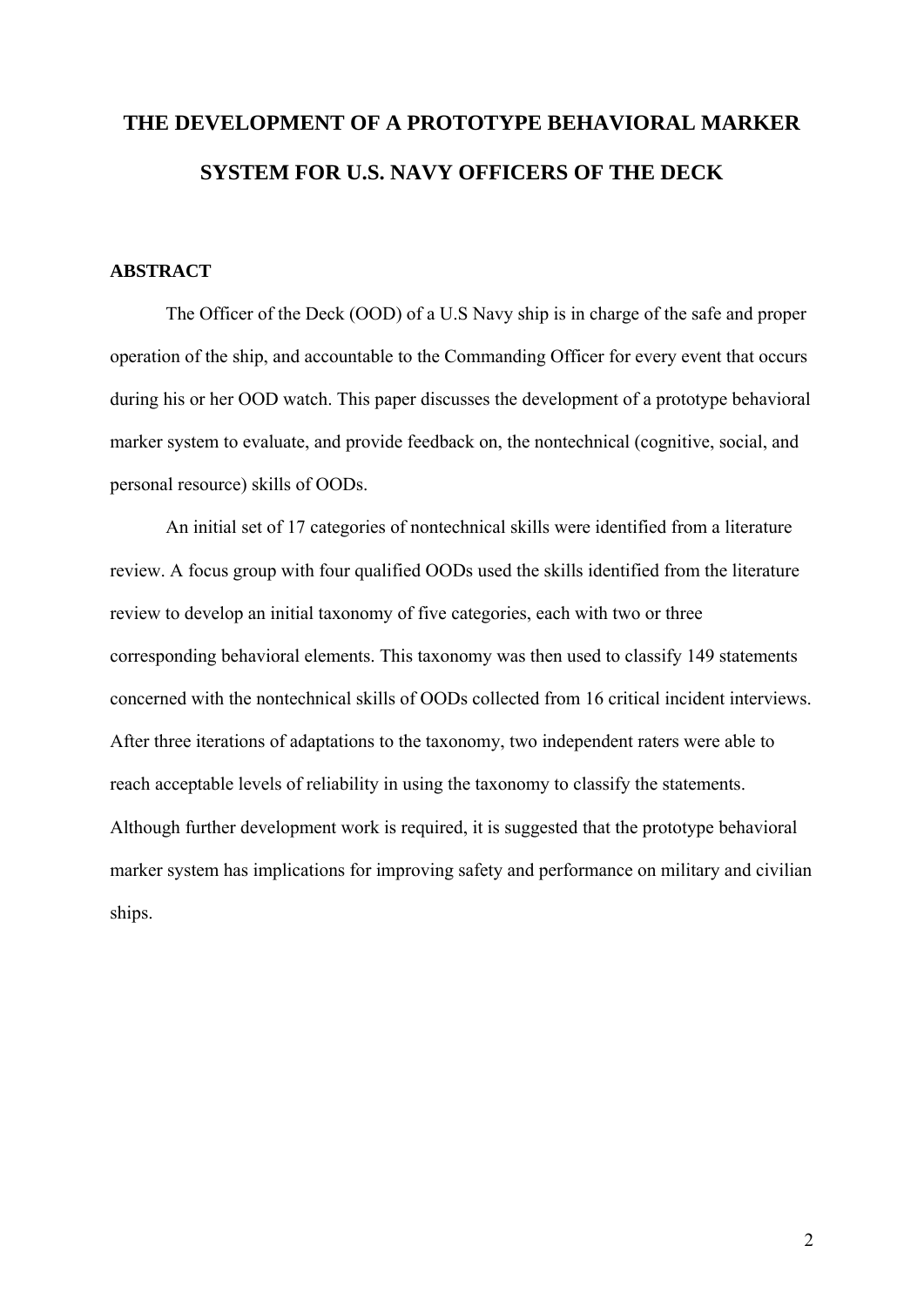# THE DEVELOPMENT OF A PROTOTYPE BEHAVIORAL MARKER SYSTEM FOR U.S. NAVY OFFICERS OF THE DECK

## ABSTRACT

The Officer of the Deck (OOD) of a U.S Navy ship is in charge of the safe and proper operation of the ship, and accountable to the Commanding Officer for every event that occurs during his or her OOD watch. This paper discusses the development of a prototype behavioral marker system to evaluate, and provide feedback on, the nontechnical (cognitive, social, and personal resource) skills of OODs.

An initial set of 17 categories of nontechnical skills were identified from a literature review. A focus group with four qualified OODs used the skills identified from the literature review to develop an initial taxonomy of five categories, each with two or three corresponding behavioral elements. This taxonomy was then used to classify 149 statements concerned with the nontechnical skills of OODs collected from 16 critical incident interviews. After three iterations of adaptations to the taxonomy, two independent raters were able to reach acceptable levels of reliability in using the taxonomy to classify the statements. Although further development work is required, it is suggested that the prototype behavioral marker system has implications for improving safety and performance on military and civilian ships.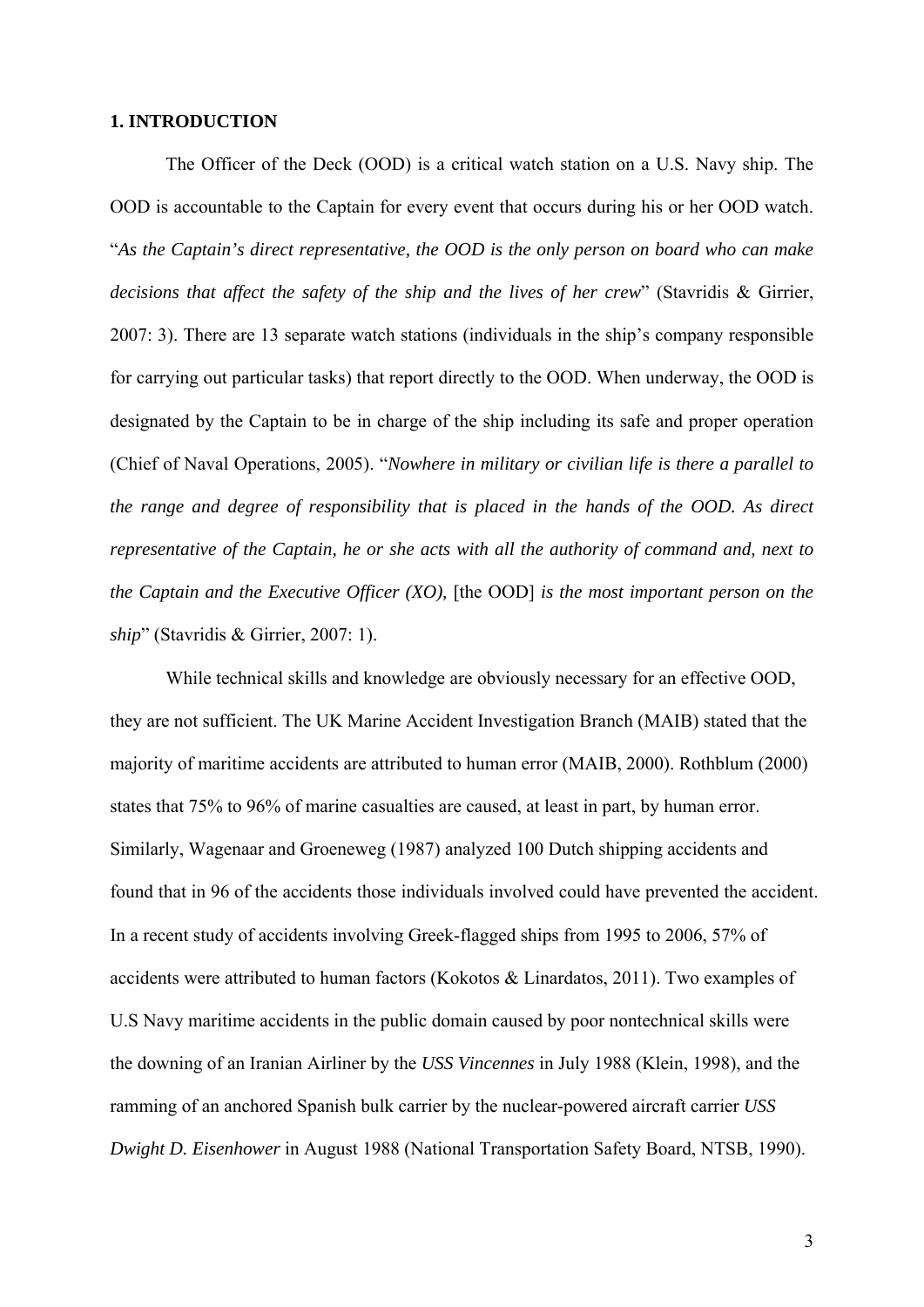## 1. INTRODUCTION

The Officer of the Deck (OOD) is a critical watch station on a U.S. Navy ship. The OOD is accountable to the Captain for every event that occurs during his or her OOD watch. "*As the Captain's direct representative, the OOD is the only person on board who can make decisions that affect the safety of the ship and the lives of her crew*" (Stavridis & Girrier, 2007: 3). There are 13 separate watch stations (individuals in the ship's company responsible for carrying out particular tasks) that report directly to the OOD. When underway, the OOD is designated by the Captain to be in charge of the ship including its safe and proper operation (Chief of Naval Operations, 2005). "*Nowhere in military or civilian life is there a parallel to the range and degree of responsibility that is placed in the hands of the OOD. As direct representative of the Captain, he or she acts with all the authority of command and, next to the Captain and the Executive Officer (XO),* [the OOD] *is the most important person on the ship*" (Stavridis & Girrier, 2007: 1).

While technical skills and knowledge are obviously necessary for an effective OOD, they are not sufficient. The UK Marine Accident Investigation Branch (MAIB) stated that the majority of maritime accidents are attributed to human error (MAIB, 2000). Rothblum (2000) states that 75% to 96% of marine casualties are caused, at least in part, by human error. Similarly, Wagenaar and Groeneweg (1987) analyzed 100 Dutch shipping accidents and found that in 96 of the accidents those individuals involved could have prevented the accident. In a recent study of accidents involving Greek-flagged ships from 1995 to 2006, 57% of accidents were attributed to human factors (Kokotos & Linardatos, 2011). Two examples of U.S Navy maritime accidents in the public domain caused by poor nontechnical skills were the downing of an Iranian Airliner by the *USS Vincennes* in July 1988 (Klein, 1998), and the ramming of an anchored Spanish bulk carrier by the nuclear-powered aircraft carrier *USS Dwight D. Eisenhower* in August 1988 (National Transportation Safety Board, NTSB, 1990).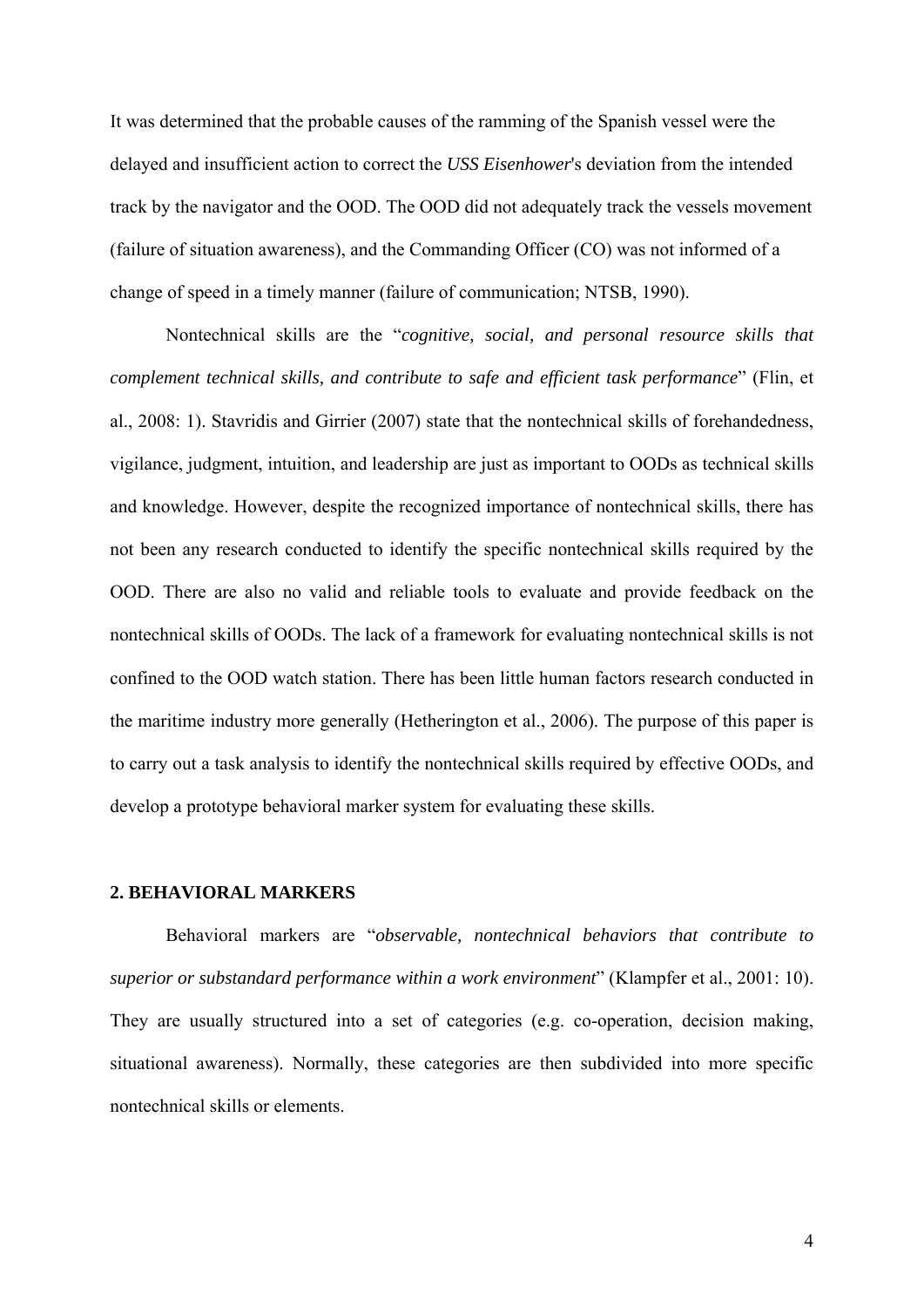It was determined that the probable causes of the ramming of the Spanish vessel were the delayed and insufficient action to correct the *USS Eisenhower*'s deviation from the intended track by the navigator and the OOD. The OOD did not adequately track the vessels movement (failure of situation awareness), and the Commanding Officer (CO) was not informed of a change of speed in a timely manner (failure of communication; NTSB, 1990).

Nontechnical skills are the "*cognitive, social, and personal resource skills that complement technical skills, and contribute to safe and efficient task performance*" (Flin, et al., 2008: 1). Stavridis and Girrier (2007) state that the nontechnical skills of forehandedness, vigilance, judgment, intuition, and leadership are just as important to OODs as technical skills and knowledge. However, despite the recognized importance of nontechnical skills, there has not been any research conducted to identify the specific nontechnical skills required by the OOD. There are also no valid and reliable tools to evaluate and provide feedback on the nontechnical skills of OODs. The lack of a framework for evaluating nontechnical skills is not confined to the OOD watch station. There has been little human factors research conducted in the maritime industry more generally (Hetherington et al., 2006). The purpose of this paper is to carry out a task analysis to identify the nontechnical skills required by effective OODs, and develop a prototype behavioral marker system for evaluating these skills.

## 2. BEHAVIORAL MARKERS

Behavioral markers are "*observable, nontechnical behaviors that contribute to superior or substandard performance within a work environment*" (Klampfer et al., 2001: 10). They are usually structured into a set of categories (e.g. co-operation, decision making, situational awareness). Normally, these categories are then subdivided into more specific nontechnical skills or elements.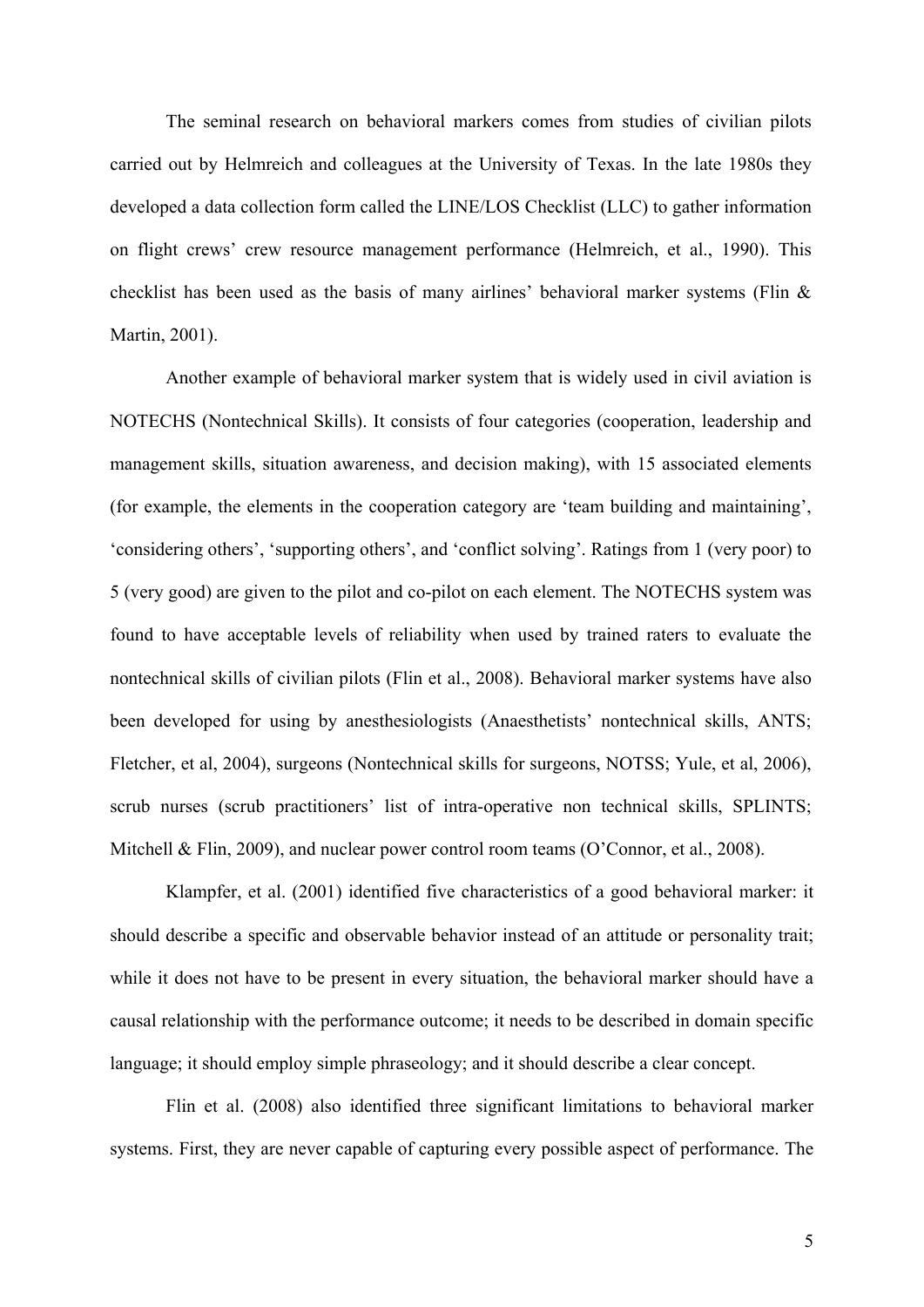The seminal research on behavioral markers comes from studies of civilian pilots carried out by Helmreich and colleagues at the University of Texas. In the late 1980s they developed a data collection form called the LINE/LOS Checklist (LLC) to gather information on flight crews' crew resource management performance (Helmreich, et al., 1990). This checklist has been used as the basis of many airlines' behavioral marker systems (Flin & Martin, 2001).

Another example of behavioral marker system that is widely used in civil aviation is NOTECHS (Nontechnical Skills). It consists of four categories (cooperation, leadership and management skills, situation awareness, and decision making), with 15 associated elements (for example, the elements in the cooperation category are 'team building and maintaining', 'considering others', 'supporting others', and 'conflict solving'. Ratings from 1 (very poor) to 5 (very good) are given to the pilot and co-pilot on each element. The NOTECHS system was found to have acceptable levels of reliability when used by trained raters to evaluate the nontechnical skills of civilian pilots (Flin et al., 2008). Behavioral marker systems have also been developed for using by anesthesiologists (Anaesthetists' nontechnical skills, ANTS; Fletcher, et al, 2004), surgeons (Nontechnical skills for surgeons, NOTSS; Yule, et al, 2006), scrub nurses (scrub practitioners' list of intra-operative non technical skills, SPLINTS; Mitchell & Flin, 2009), and nuclear power control room teams (O'Connor, et al., 2008).

Klampfer, et al. (2001) identified five characteristics of a good behavioral marker: it should describe a specific and observable behavior instead of an attitude or personality trait; while it does not have to be present in every situation, the behavioral marker should have a causal relationship with the performance outcome; it needs to be described in domain specific language; it should employ simple phraseology; and it should describe a clear concept.

Flin et al. (2008) also identified three significant limitations to behavioral marker systems. First, they are never capable of capturing every possible aspect of performance. The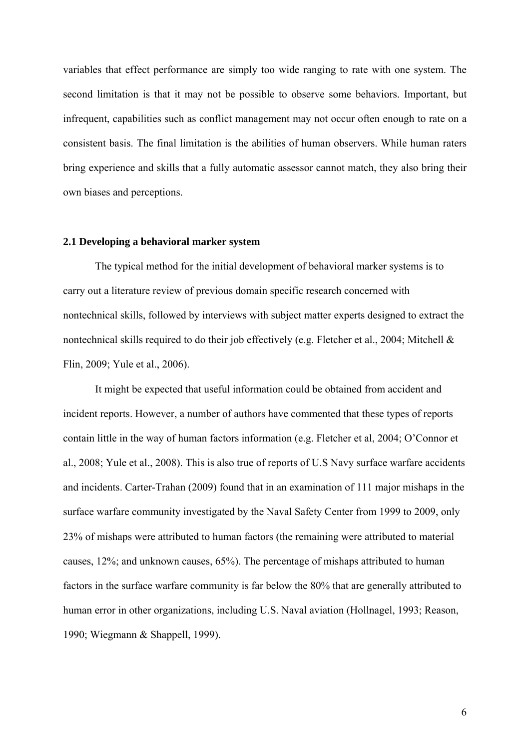variables that effect performance are simply too wide ranging to rate with one system. The second limitation is that it may not be possible to observe some behaviors. Important, but infrequent, capabilities such as conflict management may not occur often enough to rate on a consistent basis. The final limitation is the abilities of human observers. While human raters bring experience and skills that a fully automatic assessor cannot match, they also bring their own biases and perceptions.

## 2.1 Developing a behavioral marker system

The typical method for the initial development of behavioral marker systems is to carry out a literature review of previous domain specific research concerned with nontechnical skills, followed by interviews with subject matter experts designed to extract the nontechnical skills required to do their job effectively (e.g. Fletcher et al., 2004; Mitchell & Flin, 2009; Yule et al., 2006).

It might be expected that useful information could be obtained from accident and incident reports. However, a number of authors have commented that these types of reports contain little in the way of human factors information (e.g. Fletcher et al, 2004; O'Connor et al., 2008; Yule et al., 2008). This is also true of reports of U.S Navy surface warfare accidents and incidents. Carter-Trahan (2009) found that in an examination of 111 major mishaps in the surface warfare community investigated by the Naval Safety Center from 1999 to 2009, only 23% of mishaps were attributed to human factors (the remaining were attributed to material causes, 12%; and unknown causes, 65%). The percentage of mishaps attributed to human factors in the surface warfare community is far below the 80% that are generally attributed to human error in other organizations, including U.S. Naval aviation (Hollnagel, 1993; Reason, 1990; Wiegmann & Shappell, 1999).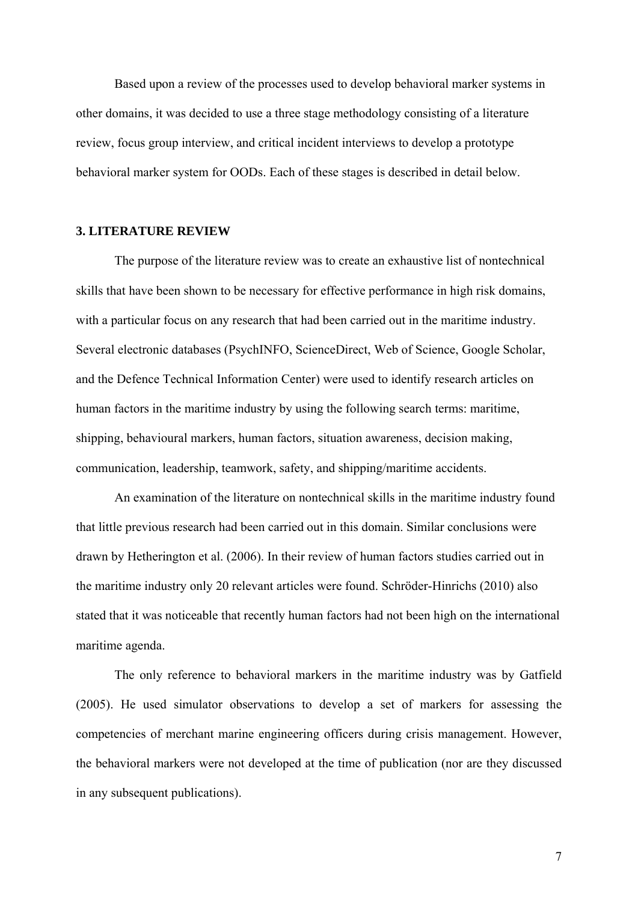Based upon a review of the processes used to develop behavioral marker systems in other domains, it was decided to use a three stage methodology consisting of a literature review, focus group interview, and critical incident interviews to develop a prototype behavioral marker system for OODs. Each of these stages is described in detail below.

## 3. LITERATURE REVIEW

The purpose of the literature review was to create an exhaustive list of nontechnical skills that have been shown to be necessary for effective performance in high risk domains, with a particular focus on any research that had been carried out in the maritime industry. Several electronic databases (PsychINFO, ScienceDirect, Web of Science, Google Scholar, and the Defence Technical Information Center) were used to identify research articles on human factors in the maritime industry by using the following search terms: maritime, shipping, behavioural markers, human factors, situation awareness, decision making, communication, leadership, teamwork, safety, and shipping/maritime accidents.

An examination of the literature on nontechnical skills in the maritime industry found that little previous research had been carried out in this domain. Similar conclusions were drawn by Hetherington et al. (2006). In their review of human factors studies carried out in the maritime industry only 20 relevant articles were found. Schröder-Hinrichs (2010) also stated that it was noticeable that recently human factors had not been high on the international maritime agenda.

The only reference to behavioral markers in the maritime industry was by Gatfield (2005). He used simulator observations to develop a set of markers for assessing the competencies of merchant marine engineering officers during crisis management. However, the behavioral markers were not developed at the time of publication (nor are they discussed in any subsequent publications).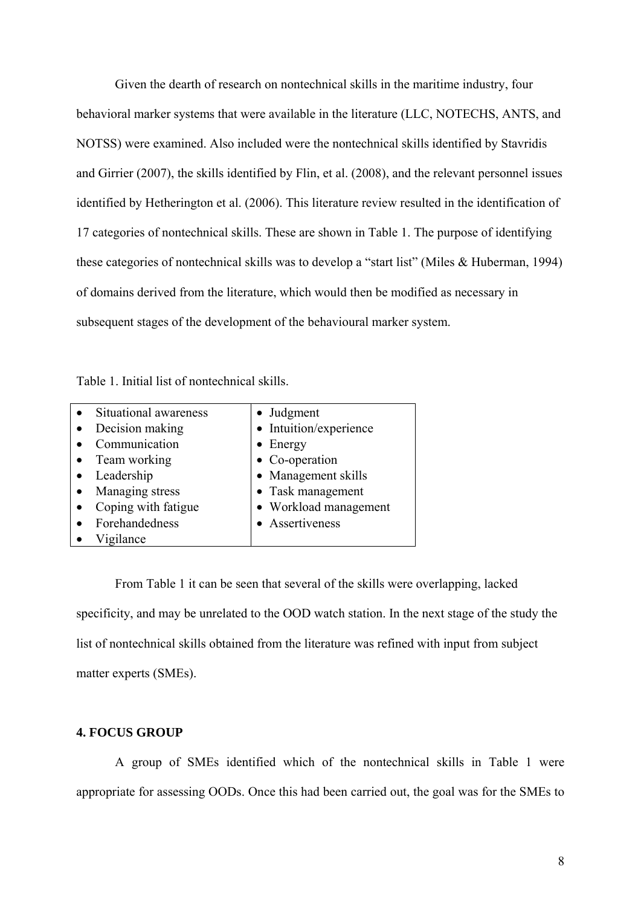Given the dearth of research on nontechnical skills in the maritime industry, four behavioral marker systems that were available in the literature (LLC, NOTECHS, ANTS, and NOTSS) were examined. Also included were the nontechnical skills identified by Stavridis and Girrier (2007), the skills identified by Flin, et al. (2008), and the relevant personnel issues identified by Hetherington et al. (2006). This literature review resulted in the identification of 17 categories of nontechnical skills. These are shown in Table 1. The purpose of identifying these categories of nontechnical skills was to develop a "start list" (Miles & Huberman, 1994) of domains derived from the literature, which would then be modified as necessary in subsequent stages of the development of the behavioural marker system.

Table 1. Initial list of nontechnical skills.

| | |
|---|---|
| • Situational awareness | • Judgment |
| • Decision making | • Intuition/experience |
| • Communication | • Energy |
| • Team working | • Co-operation |
| • Leadership | • Management skills |
| • Managing stress | • Task management |
| • Coping with fatigue | • Workload management |
| • Forehandedness | • Assertiveness |
| • Vigilance | |

From Table 1 it can be seen that several of the skills were overlapping, lacked specificity, and may be unrelated to the OOD watch station. In the next stage of the study the list of nontechnical skills obtained from the literature was refined with input from subject matter experts (SMEs).

## 4. FOCUS GROUP

A group of SMEs identified which of the nontechnical skills in Table 1 were appropriate for assessing OODs. Once this had been carried out, the goal was for the SMEs to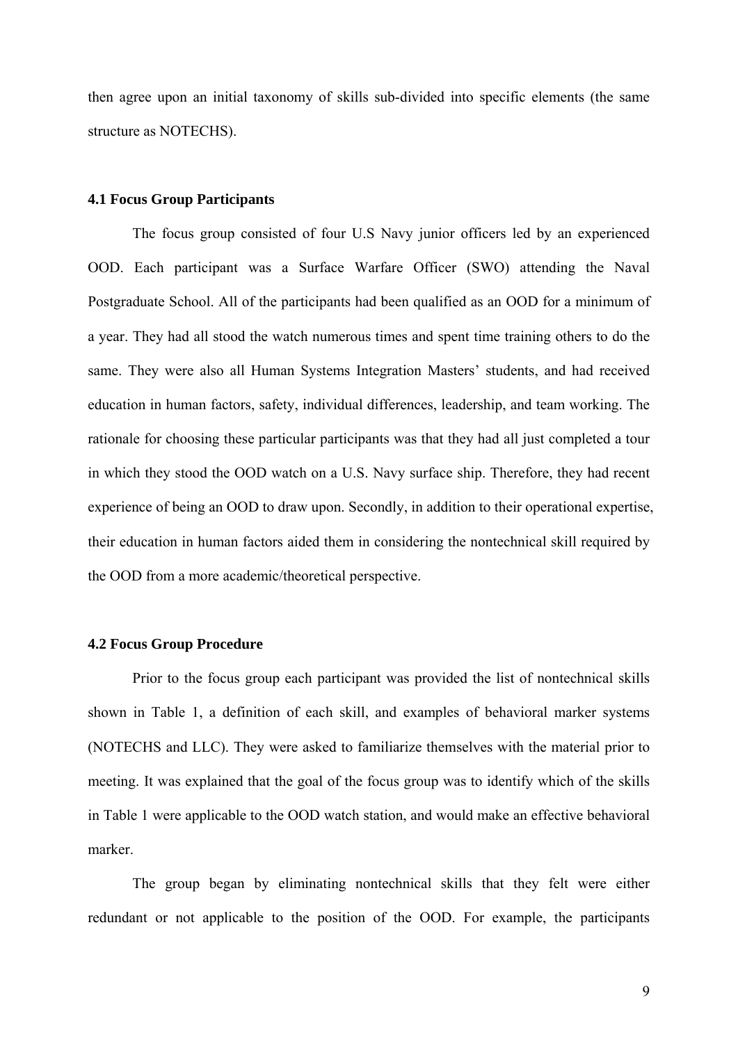then agree upon an initial taxonomy of skills sub-divided into specific elements (the same structure as NOTECHS).

### 4.1 Focus Group Participants

The focus group consisted of four U.S Navy junior officers led by an experienced OOD. Each participant was a Surface Warfare Officer (SWO) attending the Naval Postgraduate School. All of the participants had been qualified as an OOD for a minimum of a year. They had all stood the watch numerous times and spent time training others to do the same. They were also all Human Systems Integration Masters' students, and had received education in human factors, safety, individual differences, leadership, and team working. The rationale for choosing these particular participants was that they had all just completed a tour in which they stood the OOD watch on a U.S. Navy surface ship. Therefore, they had recent experience of being an OOD to draw upon. Secondly, in addition to their operational expertise, their education in human factors aided them in considering the nontechnical skill required by the OOD from a more academic/theoretical perspective.

### 4.2 Focus Group Procedure

Prior to the focus group each participant was provided the list of nontechnical skills shown in Table 1, a definition of each skill, and examples of behavioral marker systems (NOTECHS and LLC). They were asked to familiarize themselves with the material prior to meeting. It was explained that the goal of the focus group was to identify which of the skills in Table 1 were applicable to the OOD watch station, and would make an effective behavioral marker.

The group began by eliminating nontechnical skills that they felt were either redundant or not applicable to the position of the OOD. For example, the participants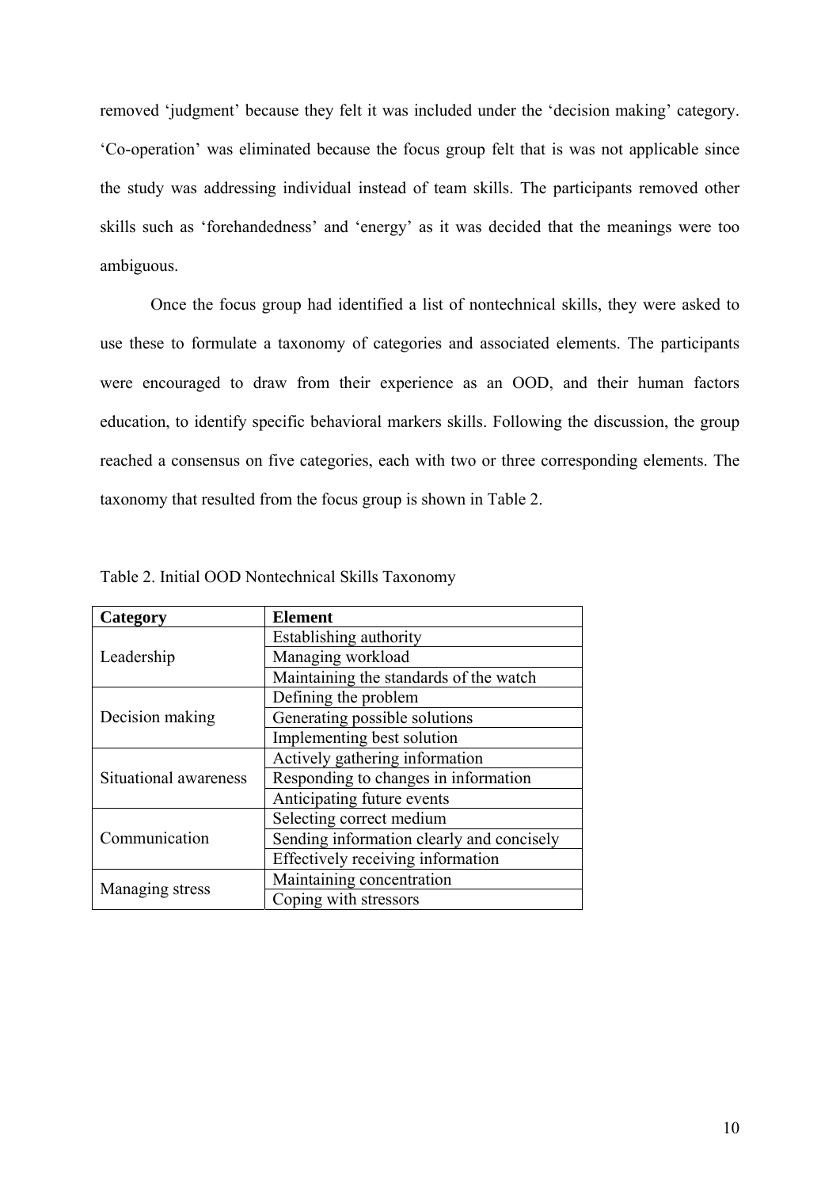removed 'judgment' because they felt it was included under the 'decision making' category. 'Co-operation' was eliminated because the focus group felt that is was not applicable since the study was addressing individual instead of team skills. The participants removed other skills such as 'forehandedness' and 'energy' as it was decided that the meanings were too ambiguous.

Once the focus group had identified a list of nontechnical skills, they were asked to use these to formulate a taxonomy of categories and associated elements. The participants were encouraged to draw from their experience as an OOD, and their human factors education, to identify specific behavioral markers skills. Following the discussion, the group reached a consensus on five categories, each with two or three corresponding elements. The taxonomy that resulted from the focus group is shown in Table 2.

Table 2. Initial OOD Nontechnical Skills Taxonomy

| Category | Element |
|---|---|
| Leadership | Establishing authority |
| | Managing workload |
| | Maintaining the standards of the watch |
| Decision making | Defining the problem |
| | Generating possible solutions |
| | Implementing best solution |
| Situational awareness | Actively gathering information |
| | Responding to changes in information |
| | Anticipating future events |
| Communication | Selecting correct medium |
| | Sending information clearly and concisely |
| | Effectively receiving information |
| Managing stress | Maintaining concentration |
| | Coping with stressors |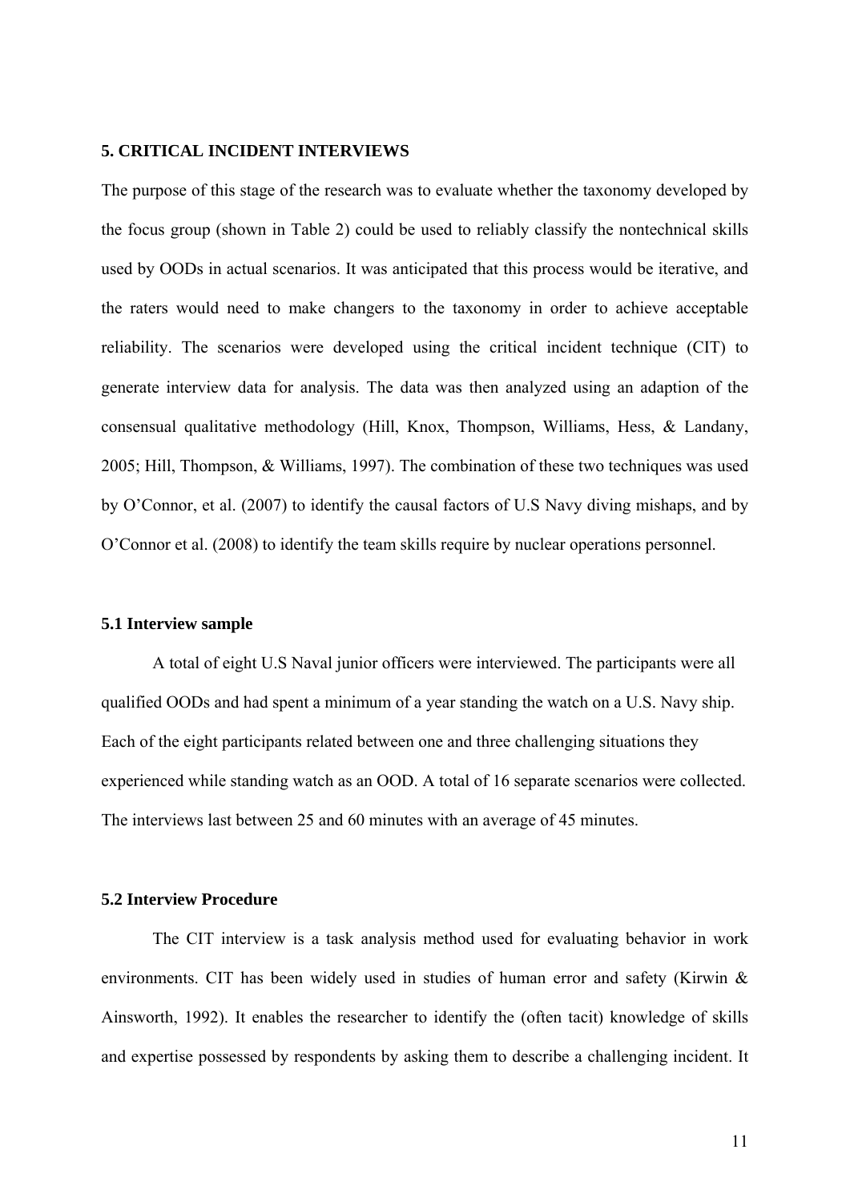## 5. CRITICAL INCIDENT INTERVIEWS

The purpose of this stage of the research was to evaluate whether the taxonomy developed by the focus group (shown in Table 2) could be used to reliably classify the nontechnical skills used by OODs in actual scenarios. It was anticipated that this process would be iterative, and the raters would need to make changers to the taxonomy in order to achieve acceptable reliability. The scenarios were developed using the critical incident technique (CIT) to generate interview data for analysis. The data was then analyzed using an adaption of the consensual qualitative methodology (Hill, Knox, Thompson, Williams, Hess, & Landany, 2005; Hill, Thompson, & Williams, 1997). The combination of these two techniques was used by O'Connor, et al. (2007) to identify the causal factors of U.S Navy diving mishaps, and by O'Connor et al. (2008) to identify the team skills require by nuclear operations personnel.

### 5.1 Interview sample

A total of eight U.S Naval junior officers were interviewed. The participants were all qualified OODs and had spent a minimum of a year standing the watch on a U.S. Navy ship. Each of the eight participants related between one and three challenging situations they experienced while standing watch as an OOD. A total of 16 separate scenarios were collected. The interviews last between 25 and 60 minutes with an average of 45 minutes.

### 5.2 Interview Procedure

The CIT interview is a task analysis method used for evaluating behavior in work environments. CIT has been widely used in studies of human error and safety (Kirwin & Ainsworth, 1992). It enables the researcher to identify the (often tacit) knowledge of skills and expertise possessed by respondents by asking them to describe a challenging incident. It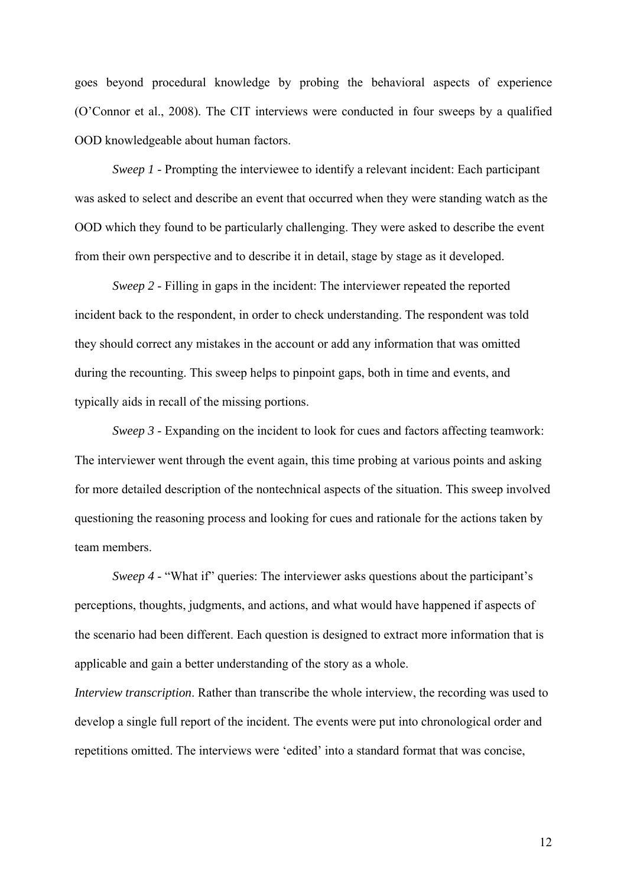goes beyond procedural knowledge by probing the behavioral aspects of experience (O'Connor et al., 2008). The CIT interviews were conducted in four sweeps by a qualified OOD knowledgeable about human factors.

*Sweep 1* - Prompting the interviewee to identify a relevant incident: Each participant was asked to select and describe an event that occurred when they were standing watch as the OOD which they found to be particularly challenging. They were asked to describe the event from their own perspective and to describe it in detail, stage by stage as it developed.

*Sweep 2* - Filling in gaps in the incident: The interviewer repeated the reported incident back to the respondent, in order to check understanding. The respondent was told they should correct any mistakes in the account or add any information that was omitted during the recounting. This sweep helps to pinpoint gaps, both in time and events, and typically aids in recall of the missing portions.

*Sweep 3* - Expanding on the incident to look for cues and factors affecting teamwork: The interviewer went through the event again, this time probing at various points and asking for more detailed description of the nontechnical aspects of the situation. This sweep involved questioning the reasoning process and looking for cues and rationale for the actions taken by team members.

*Sweep 4* - "What if" queries: The interviewer asks questions about the participant's perceptions, thoughts, judgments, and actions, and what would have happened if aspects of the scenario had been different. Each question is designed to extract more information that is applicable and gain a better understanding of the story as a whole.

*Interview transcription*. Rather than transcribe the whole interview, the recording was used to develop a single full report of the incident. The events were put into chronological order and repetitions omitted. The interviews were 'edited' into a standard format that was concise,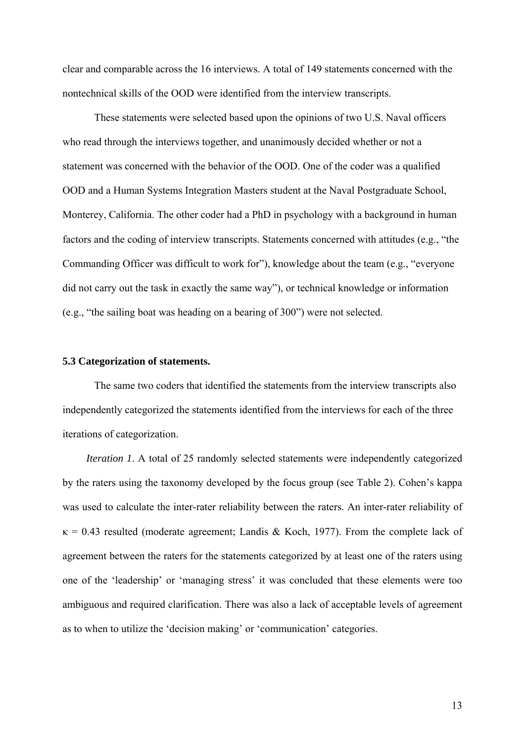clear and comparable across the 16 interviews. A total of 149 statements concerned with the nontechnical skills of the OOD were identified from the interview transcripts.

These statements were selected based upon the opinions of two U.S. Naval officers who read through the interviews together, and unanimously decided whether or not a statement was concerned with the behavior of the OOD. One of the coder was a qualified OOD and a Human Systems Integration Masters student at the Naval Postgraduate School, Monterey, California. The other coder had a PhD in psychology with a background in human factors and the coding of interview transcripts. Statements concerned with attitudes (e.g., "the Commanding Officer was difficult to work for"), knowledge about the team (e.g., "everyone did not carry out the task in exactly the same way"), or technical knowledge or information (e.g., "the sailing boat was heading on a bearing of 300") were not selected.

### 5.3 Categorization of statements.

The same two coders that identified the statements from the interview transcripts also independently categorized the statements identified from the interviews for each of the three iterations of categorization.

*Iteration 1*. A total of 25 randomly selected statements were independently categorized by the raters using the taxonomy developed by the focus group (see Table 2). Cohen's kappa was used to calculate the inter-rater reliability between the raters. An inter-rater reliability of $\kappa = 0.43$ resulted (moderate agreement; Landis & Koch, 1977). From the complete lack of agreement between the raters for the statements categorized by at least one of the raters using one of the 'leadership' or 'managing stress' it was concluded that these elements were too ambiguous and required clarification. There was also a lack of acceptable levels of agreement as to when to utilize the 'decision making' or 'communication' categories.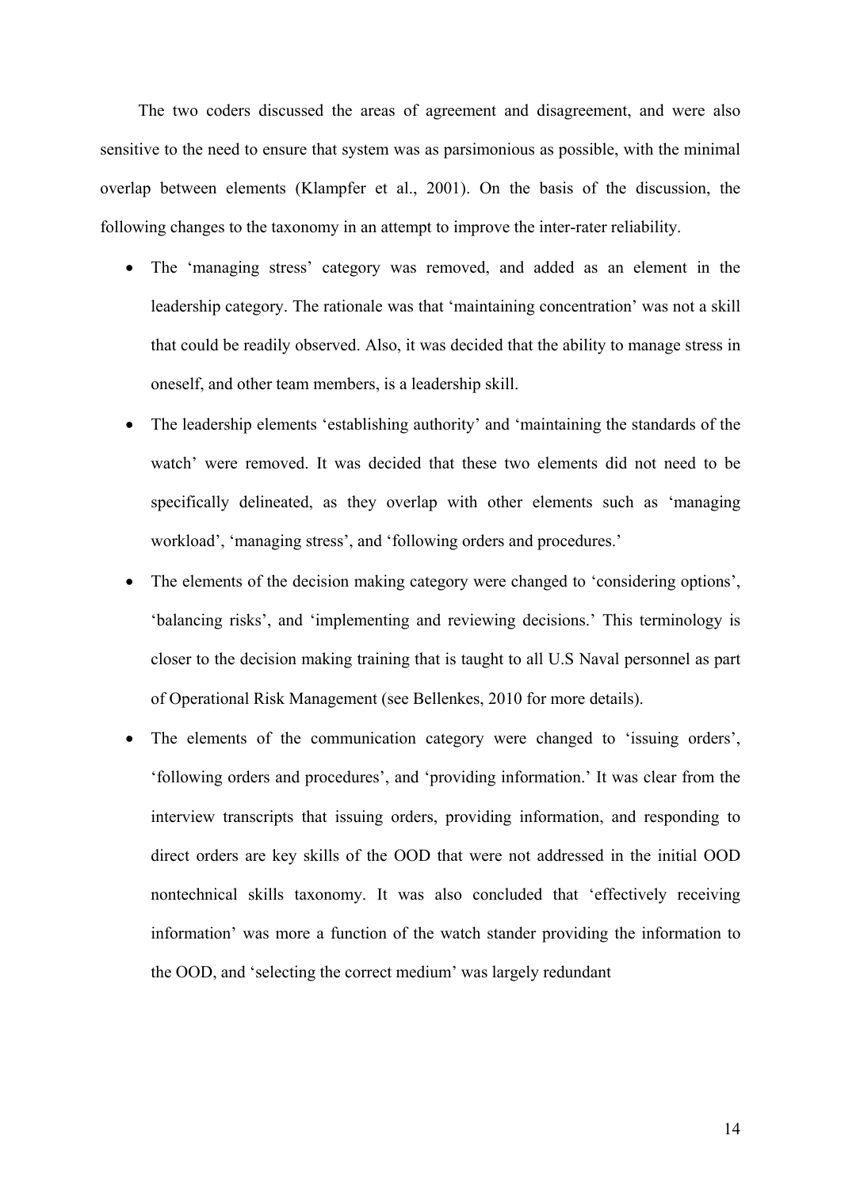The two coders discussed the areas of agreement and disagreement, and were also sensitive to the need to ensure that system was as parsimonious as possible, with the minimal overlap between elements (Klampfer et al., 2001). On the basis of the discussion, the following changes to the taxonomy in an attempt to improve the inter-rater reliability.

- The 'managing stress' category was removed, and added as an element in the leadership category. The rationale was that 'maintaining concentration' was not a skill that could be readily observed. Also, it was decided that the ability to manage stress in oneself, and other team members, is a leadership skill.
- The leadership elements 'establishing authority' and 'maintaining the standards of the watch' were removed. It was decided that these two elements did not need to be specifically delineated, as they overlap with other elements such as 'managing workload', 'managing stress', and 'following orders and procedures.'
- The elements of the decision making category were changed to 'considering options', 'balancing risks', and 'implementing and reviewing decisions.' This terminology is closer to the decision making training that is taught to all U.S Naval personnel as part of Operational Risk Management (see Bellenkes, 2010 for more details).
- The elements of the communication category were changed to 'issuing orders', 'following orders and procedures', and 'providing information.' It was clear from the interview transcripts that issuing orders, providing information, and responding to direct orders are key skills of the OOD that were not addressed in the initial OOD nontechnical skills taxonomy. It was also concluded that 'effectively receiving information' was more a function of the watch stander providing the information to the OOD, and 'selecting the correct medium' was largely redundant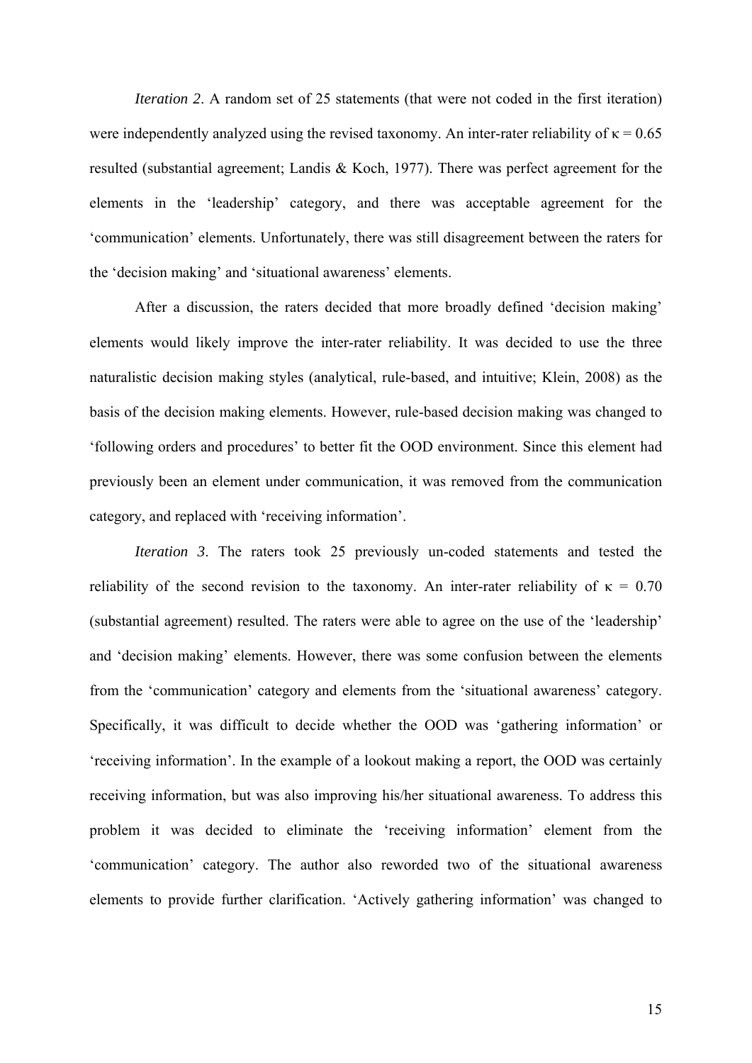*Iteration 2*. A random set of 25 statements (that were not coded in the first iteration) were independently analyzed using the revised taxonomy. An inter-rater reliability of $\kappa = 0.65$ resulted (substantial agreement; Landis & Koch, 1977). There was perfect agreement for the elements in the 'leadership' category, and there was acceptable agreement for the 'communication' elements. Unfortunately, there was still disagreement between the raters for the 'decision making' and 'situational awareness' elements.

After a discussion, the raters decided that more broadly defined 'decision making' elements would likely improve the inter-rater reliability. It was decided to use the three naturalistic decision making styles (analytical, rule-based, and intuitive; Klein, 2008) as the basis of the decision making elements. However, rule-based decision making was changed to 'following orders and procedures' to better fit the OOD environment. Since this element had previously been an element under communication, it was removed from the communication category, and replaced with 'receiving information'.

*Iteration 3*. The raters took 25 previously un-coded statements and tested the reliability of the second revision to the taxonomy. An inter-rater reliability of $\kappa = 0.70$ (substantial agreement) resulted. The raters were able to agree on the use of the 'leadership' and 'decision making' elements. However, there was some confusion between the elements from the 'communication' category and elements from the 'situational awareness' category. Specifically, it was difficult to decide whether the OOD was 'gathering information' or 'receiving information'. In the example of a lookout making a report, the OOD was certainly receiving information, but was also improving his/her situational awareness. To address this problem it was decided to eliminate the 'receiving information' element from the 'communication' category. The author also reworded two of the situational awareness elements to provide further clarification. 'Actively gathering information' was changed to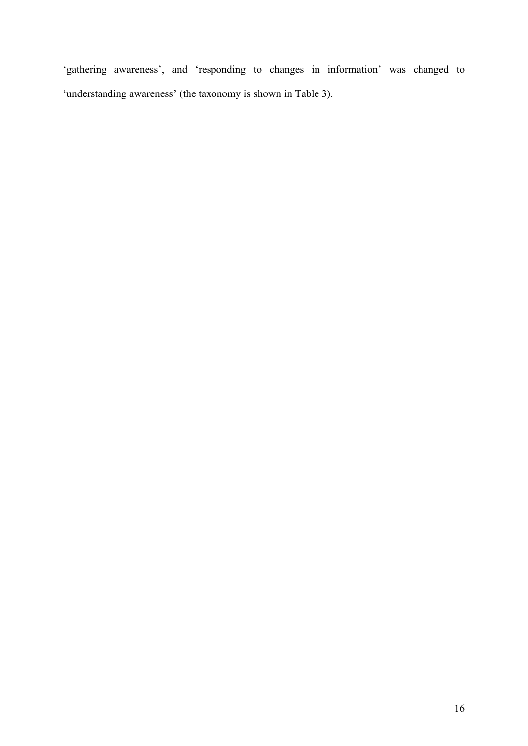'gathering awareness', and 'responding to changes in information' was changed to 'understanding awareness' (the taxonomy is shown in Table 3).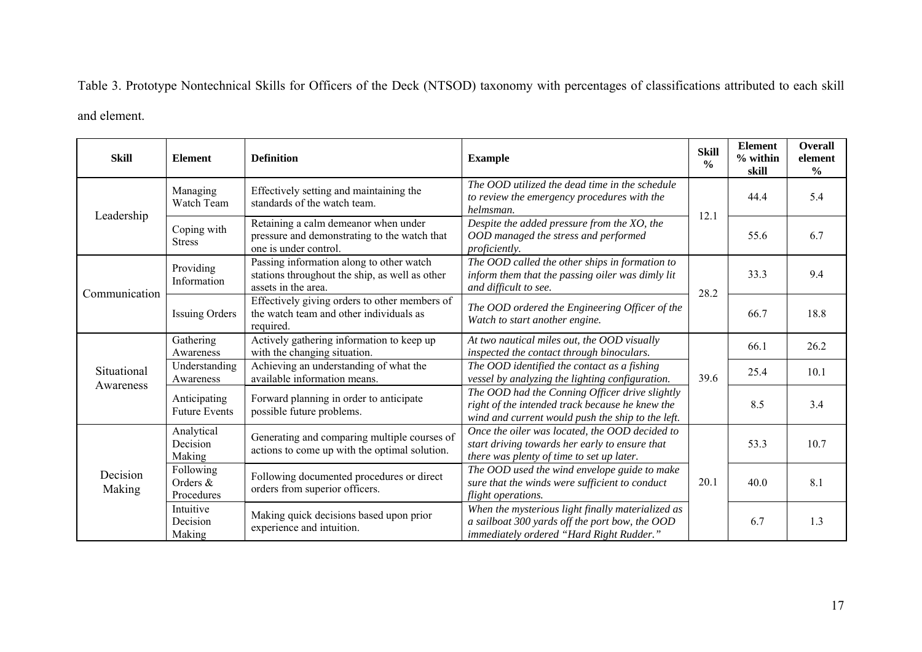Table 3. Prototype Nontechnical Skills for Officers of the Deck (NTSOD) taxonomy with percentages of classifications attributed to each skill and element.

| Skill | Element | Definition | Example | Skill % | Element % within skill | Overall element % |
|---|---|---|---|---|---|---|
| Leadership | Managing Watch Team | Effectively setting and maintaining the standards of the watch team. | *The OOD utilized the dead time in the schedule to review the emergency procedures with the helmsman.* | 12.1 | 44.4 | 5.4 |
| | Coping with Stress | Retaining a calm demeanor when under pressure and demonstrating to the watch that one is under control. | *Despite the added pressure from the XO, the OOD managed the stress and performed proficiently.* | | 55.6 | 6.7 |
| Communication | Providing Information | Passing information along to other watch stations throughout the ship, as well as other assets in the area. | *The OOD called the other ships in formation to inform them that the passing oiler was dimly lit and difficult to see.* | 28.2 | 33.3 | 9.4 |
| | Issuing Orders | Effectively giving orders to other members of the watch team and other individuals as required. | *The OOD ordered the Engineering Officer of the Watch to start another engine.* | | 66.7 | 18.8 |
| Situational Awareness | Gathering Awareness | Actively gathering information to keep up with the changing situation. | *At two nautical miles out, the OOD visually inspected the contact through binoculars.* | 39.6 | 66.1 | 26.2 |
| | Understanding Awareness | Achieving an understanding of what the available information means. | *The OOD identified the contact as a fishing vessel by analyzing the lighting configuration.* | | 25.4 | 10.1 |
| | Anticipating Future Events | Forward planning in order to anticipate possible future problems. | *The OOD had the Conning Officer drive slightly right of the intended track because he knew the wind and current would push the ship to the left.* | | 8.5 | 3.4 |
| Decision Making | Analytical Decision Making | Generating and comparing multiple courses of actions to come up with the optimal solution. | *Once the oiler was located, the OOD decided to start driving towards her early to ensure that there was plenty of time to set up later.* | 20.1 | 53.3 | 10.7 |
| | Following Orders & Procedures | Following documented procedures or direct orders from superior officers. | *The OOD used the wind envelope guide to make sure that the winds were sufficient to conduct flight operations.* | | 40.0 | 8.1 |
| | Intuitive Decision Making | Making quick decisions based upon prior experience and intuition. | *When the mysterious light finally materialized as a sailboat 300 yards off the port bow, the OOD immediately ordered "Hard Right Rudder."* | | 6.7 | 1.3 |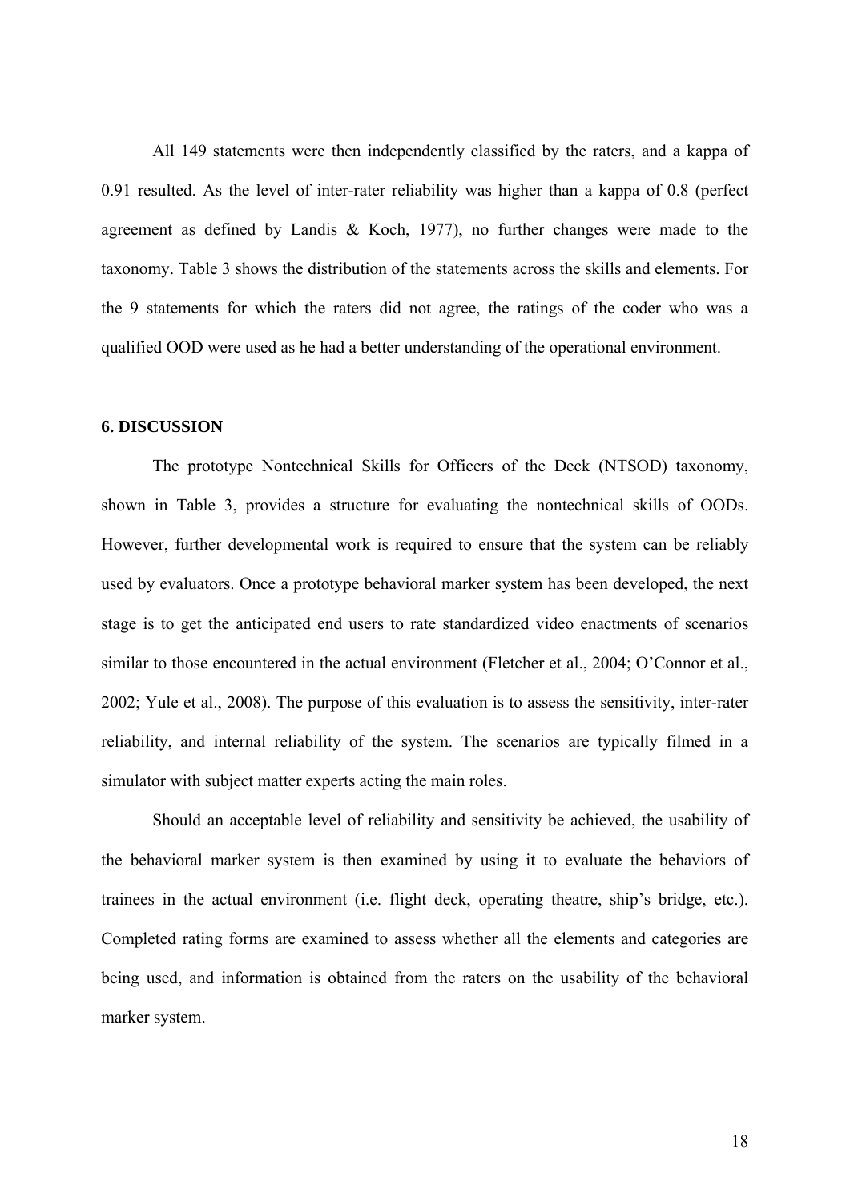All 149 statements were then independently classified by the raters, and a kappa of 0.91 resulted. As the level of inter-rater reliability was higher than a kappa of 0.8 (perfect agreement as defined by Landis & Koch, 1977), no further changes were made to the taxonomy. Table 3 shows the distribution of the statements across the skills and elements. For the 9 statements for which the raters did not agree, the ratings of the coder who was a qualified OOD were used as he had a better understanding of the operational environment.

## 6. DISCUSSION

The prototype Nontechnical Skills for Officers of the Deck (NTSOD) taxonomy, shown in Table 3, provides a structure for evaluating the nontechnical skills of OODs. However, further developmental work is required to ensure that the system can be reliably used by evaluators. Once a prototype behavioral marker system has been developed, the next stage is to get the anticipated end users to rate standardized video enactments of scenarios similar to those encountered in the actual environment (Fletcher et al., 2004; O'Connor et al., 2002; Yule et al., 2008). The purpose of this evaluation is to assess the sensitivity, inter-rater reliability, and internal reliability of the system. The scenarios are typically filmed in a simulator with subject matter experts acting the main roles.

Should an acceptable level of reliability and sensitivity be achieved, the usability of the behavioral marker system is then examined by using it to evaluate the behaviors of trainees in the actual environment (i.e. flight deck, operating theatre, ship's bridge, etc.). Completed rating forms are examined to assess whether all the elements and categories are being used, and information is obtained from the raters on the usability of the behavioral marker system.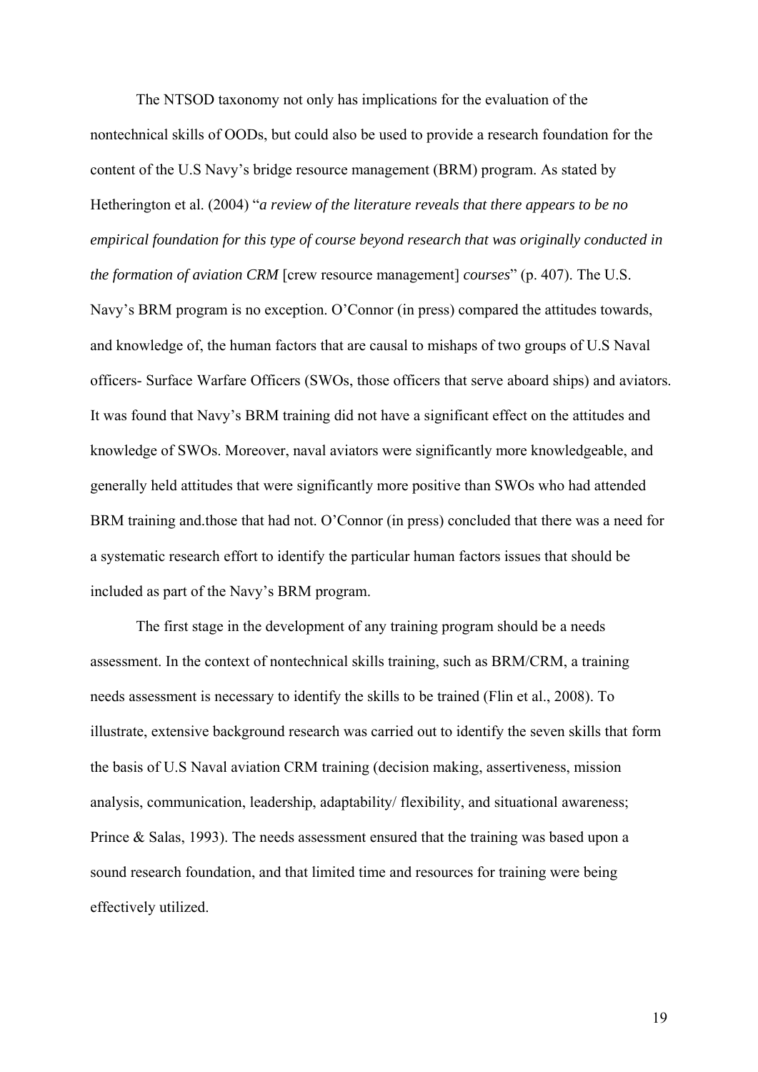The NTSOD taxonomy not only has implications for the evaluation of the nontechnical skills of OODs, but could also be used to provide a research foundation for the content of the U.S Navy's bridge resource management (BRM) program. As stated by Hetherington et al. (2004) "*a review of the literature reveals that there appears to be no empirical foundation for this type of course beyond research that was originally conducted in the formation of aviation CRM* [crew resource management] *courses*" (p. 407). The U.S. Navy's BRM program is no exception. O'Connor (in press) compared the attitudes towards, and knowledge of, the human factors that are causal to mishaps of two groups of U.S Naval officers- Surface Warfare Officers (SWOs, those officers that serve aboard ships) and aviators. It was found that Navy's BRM training did not have a significant effect on the attitudes and knowledge of SWOs. Moreover, naval aviators were significantly more knowledgeable, and generally held attitudes that were significantly more positive than SWOs who had attended BRM training and.those that had not. O'Connor (in press) concluded that there was a need for a systematic research effort to identify the particular human factors issues that should be included as part of the Navy's BRM program.

The first stage in the development of any training program should be a needs assessment. In the context of nontechnical skills training, such as BRM/CRM, a training needs assessment is necessary to identify the skills to be trained (Flin et al., 2008). To illustrate, extensive background research was carried out to identify the seven skills that form the basis of U.S Naval aviation CRM training (decision making, assertiveness, mission analysis, communication, leadership, adaptability/ flexibility, and situational awareness; Prince & Salas, 1993). The needs assessment ensured that the training was based upon a sound research foundation, and that limited time and resources for training were being effectively utilized.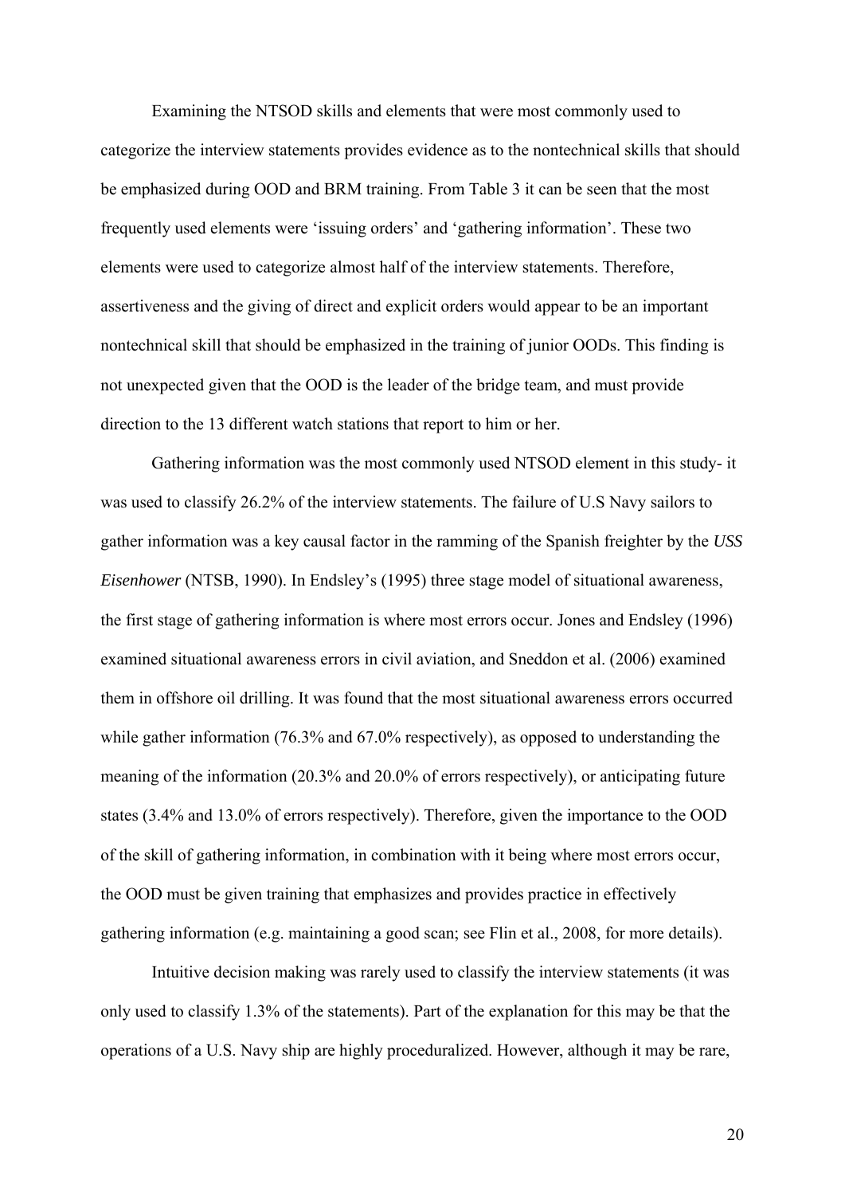Examining the NTSOD skills and elements that were most commonly used to categorize the interview statements provides evidence as to the nontechnical skills that should be emphasized during OOD and BRM training. From Table 3 it can be seen that the most frequently used elements were 'issuing orders' and 'gathering information'. These two elements were used to categorize almost half of the interview statements. Therefore, assertiveness and the giving of direct and explicit orders would appear to be an important nontechnical skill that should be emphasized in the training of junior OODs. This finding is not unexpected given that the OOD is the leader of the bridge team, and must provide direction to the 13 different watch stations that report to him or her.

Gathering information was the most commonly used NTSOD element in this study- it was used to classify 26.2% of the interview statements. The failure of U.S Navy sailors to gather information was a key causal factor in the ramming of the Spanish freighter by the *USS Eisenhower* (NTSB, 1990). In Endsley's (1995) three stage model of situational awareness, the first stage of gathering information is where most errors occur. Jones and Endsley (1996) examined situational awareness errors in civil aviation, and Sneddon et al. (2006) examined them in offshore oil drilling. It was found that the most situational awareness errors occurred while gather information (76.3% and 67.0% respectively), as opposed to understanding the meaning of the information (20.3% and 20.0% of errors respectively), or anticipating future states (3.4% and 13.0% of errors respectively). Therefore, given the importance to the OOD of the skill of gathering information, in combination with it being where most errors occur, the OOD must be given training that emphasizes and provides practice in effectively gathering information (e.g. maintaining a good scan; see Flin et al., 2008, for more details).

Intuitive decision making was rarely used to classify the interview statements (it was only used to classify 1.3% of the statements). Part of the explanation for this may be that the operations of a U.S. Navy ship are highly proceduralized. However, although it may be rare,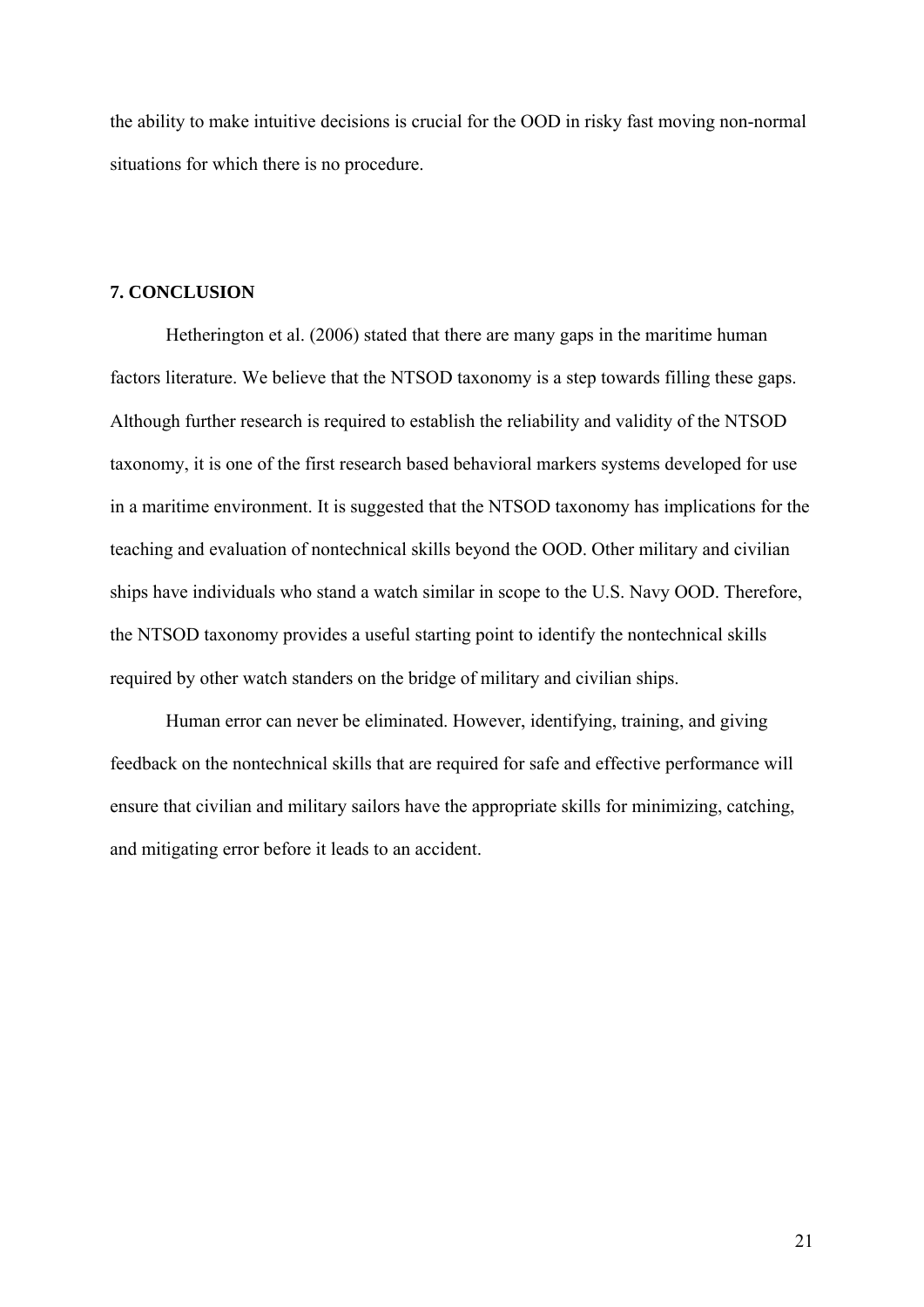the ability to make intuitive decisions is crucial for the OOD in risky fast moving non-normal situations for which there is no procedure.

## 7. CONCLUSION

Hetherington et al. (2006) stated that there are many gaps in the maritime human factors literature. We believe that the NTSOD taxonomy is a step towards filling these gaps. Although further research is required to establish the reliability and validity of the NTSOD taxonomy, it is one of the first research based behavioral markers systems developed for use in a maritime environment. It is suggested that the NTSOD taxonomy has implications for the teaching and evaluation of nontechnical skills beyond the OOD. Other military and civilian ships have individuals who stand a watch similar in scope to the U.S. Navy OOD. Therefore, the NTSOD taxonomy provides a useful starting point to identify the nontechnical skills required by other watch standers on the bridge of military and civilian ships.

Human error can never be eliminated. However, identifying, training, and giving feedback on the nontechnical skills that are required for safe and effective performance will ensure that civilian and military sailors have the appropriate skills for minimizing, catching, and mitigating error before it leads to an accident.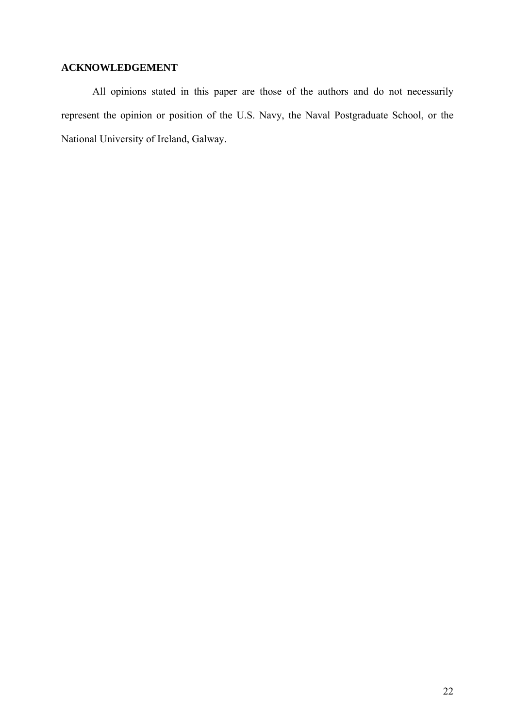## ACKNOWLEDGEMENT

All opinions stated in this paper are those of the authors and do not necessarily represent the opinion or position of the U.S. Navy, the Naval Postgraduate School, or the National University of Ireland, Galway.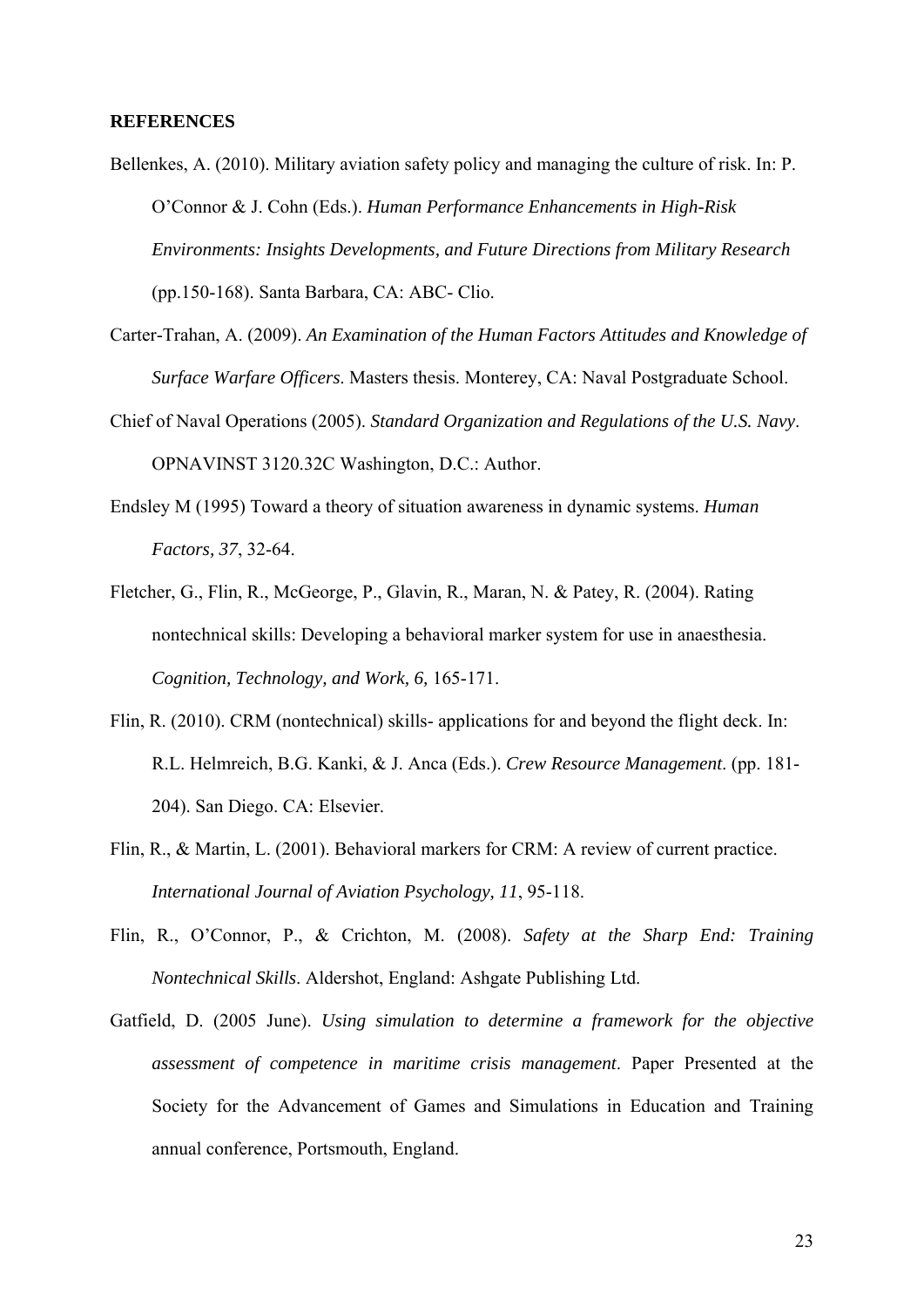**REFERENCES**

Bellenkes, A. (2010). Military aviation safety policy and managing the culture of risk. In: P. O'Connor & J. Cohn (Eds.). *Human Performance Enhancements in High-Risk Environments: Insights Developments, and Future Directions from Military Research* (pp.150-168). Santa Barbara, CA: ABC- Clio.

Carter-Trahan, A. (2009). *An Examination of the Human Factors Attitudes and Knowledge of Surface Warfare Officers*. Masters thesis. Monterey, CA: Naval Postgraduate School.

Chief of Naval Operations (2005). *Standard Organization and Regulations of the U.S. Navy*. OPNAVINST 3120.32C Washington, D.C.: Author.

Endsley M (1995) Toward a theory of situation awareness in dynamic systems. *Human Factors, 37*, 32-64.

Fletcher, G., Flin, R., McGeorge, P., Glavin, R., Maran, N. & Patey, R. (2004). Rating nontechnical skills: Developing a behavioral marker system for use in anaesthesia. *Cognition, Technology, and Work, 6,* 165-171.

Flin, R. (2010). CRM (nontechnical) skills- applications for and beyond the flight deck. In: R.L. Helmreich, B.G. Kanki, & J. Anca (Eds.). *Crew Resource Management*. (pp. 181-204). San Diego. CA: Elsevier.

Flin, R., & Martin, L. (2001). Behavioral markers for CRM: A review of current practice. *International Journal of Aviation Psychology, 11*, 95-118.

Flin, R., O'Connor, P., & Crichton, M. (2008). *Safety at the Sharp End: Training Nontechnical Skills*. Aldershot, England: Ashgate Publishing Ltd.

Gatfield, D. (2005 June). *Using simulation to determine a framework for the objective assessment of competence in maritime crisis management*. Paper Presented at the Society for the Advancement of Games and Simulations in Education and Training annual conference, Portsmouth, England.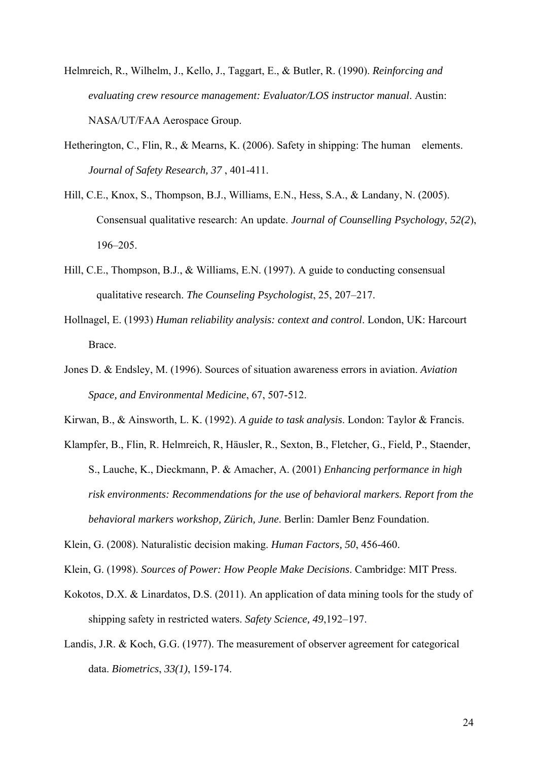Helmreich, R., Wilhelm, J., Kello, J., Taggart, E., & Butler, R. (1990). *Reinforcing and evaluating crew resource management: Evaluator/LOS instructor manual*. Austin: NASA/UT/FAA Aerospace Group.

Hetherington, C., Flin, R., & Mearns, K. (2006). Safety in shipping: The human elements. *Journal of Safety Research, 37* , 401-411.

Hill, C.E., Knox, S., Thompson, B.J., Williams, E.N., Hess, S.A., & Landany, N. (2005). Consensual qualitative research: An update. *Journal of Counselling Psychology*, *52(2*), 196–205.

Hill, C.E., Thompson, B.J., & Williams, E.N. (1997). A guide to conducting consensual qualitative research. *The Counseling Psychologist*, 25, 207–217.

Hollnagel, E. (1993) *Human reliability analysis: context and control*. London, UK: Harcourt Brace.

Jones D. & Endsley, M. (1996). Sources of situation awareness errors in aviation. *Aviation Space, and Environmental Medicine*, 67, 507-512.

Kirwan, B., & Ainsworth, L. K. (1992). *A guide to task analysis*. London: Taylor & Francis.

Klampfer, B., Flin, R. Helmreich, R, Häusler, R., Sexton, B., Fletcher, G., Field, P., Staender, S., Lauche, K., Dieckmann, P. & Amacher, A. (2001) *Enhancing performance in high risk environments: Recommendations for the use of behavioral markers. Report from the behavioral markers workshop, Zürich, June*. Berlin: Damler Benz Foundation.

Klein, G. (2008). Naturalistic decision making. *Human Factors, 50*, 456-460.

Klein, G. (1998). *Sources of Power: How People Make Decisions*. Cambridge: MIT Press.

Kokotos, D.X. & Linardatos, D.S. (2011). An application of data mining tools for the study of shipping safety in restricted waters. *Safety Science, 49*,192–197.

Landis, J.R. & Koch, G.G. (1977). The measurement of observer agreement for categorical data. *Biometrics*, *33(1)*, 159-174.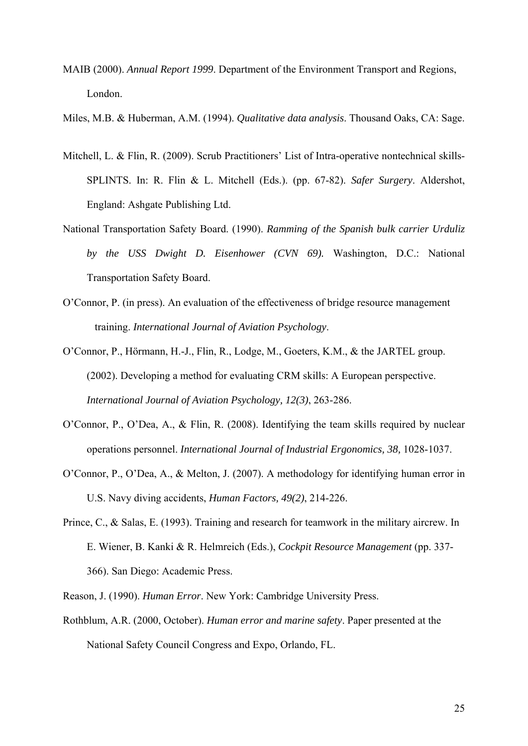MAIB (2000). *Annual Report 1999*. Department of the Environment Transport and Regions, London.

Miles, M.B. & Huberman, A.M. (1994). *Qualitative data analysis*. Thousand Oaks, CA: Sage.

Mitchell, L. & Flin, R. (2009). Scrub Practitioners' List of Intra-operative nontechnical skills-SPLINTS. In: R. Flin & L. Mitchell (Eds.). (pp. 67-82). *Safer Surgery*. Aldershot, England: Ashgate Publishing Ltd.

National Transportation Safety Board. (1990). *Ramming of the Spanish bulk carrier Urduliz by the USS Dwight D. Eisenhower (CVN 69).* Washington, D.C.: National Transportation Safety Board.

O'Connor, P. (in press). An evaluation of the effectiveness of bridge resource management training. *International Journal of Aviation Psychology*.

O'Connor, P., Hörmann, H.-J., Flin, R., Lodge, M., Goeters, K.M., & the JARTEL group. (2002). Developing a method for evaluating CRM skills: A European perspective. *International Journal of Aviation Psychology, 12(3)*, 263-286.

O'Connor, P., O'Dea, A., & Flin, R. (2008). Identifying the team skills required by nuclear operations personnel. *International Journal of Industrial Ergonomics, 38,* 1028-1037.

O'Connor, P., O'Dea, A., & Melton, J. (2007). A methodology for identifying human error in U.S. Navy diving accidents, *Human Factors, 49(2)*, 214-226.

Prince, C., & Salas, E. (1993). Training and research for teamwork in the military aircrew. In E. Wiener, B. Kanki & R. Helmreich (Eds.), *Cockpit Resource Management* (pp. 337-366). San Diego: Academic Press.

Reason, J. (1990). *Human Error*. New York: Cambridge University Press.

Rothblum, A.R. (2000, October). *Human error and marine safety*. Paper presented at the National Safety Council Congress and Expo, Orlando, FL.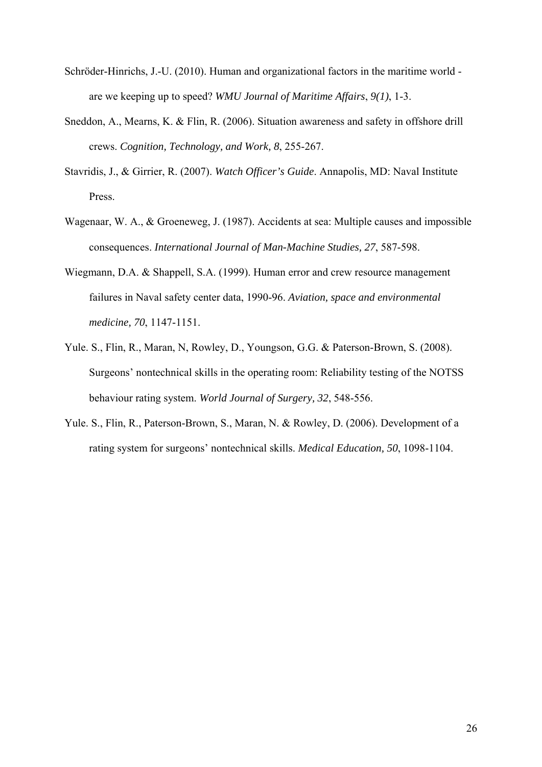Schröder-Hinrichs, J.-U. (2010). Human and organizational factors in the maritime world - are we keeping up to speed? *WMU Journal of Maritime Affairs*, *9(1)*, 1-3.

Sneddon, A., Mearns, K. & Flin, R. (2006). Situation awareness and safety in offshore drill crews. *Cognition, Technology, and Work, 8*, 255-267.

Stavridis, J., & Girrier, R. (2007). *Watch Officer's Guide*. Annapolis, MD: Naval Institute Press.

Wagenaar, W. A., & Groeneweg, J. (1987). Accidents at sea: Multiple causes and impossible consequences. *International Journal of Man-Machine Studies, 27*, 587-598.

Wiegmann, D.A. & Shappell, S.A. (1999). Human error and crew resource management failures in Naval safety center data, 1990-96. *Aviation, space and environmental medicine, 70*, 1147-1151.

Yule. S., Flin, R., Maran, N, Rowley, D., Youngson, G.G. & Paterson-Brown, S. (2008). Surgeons' nontechnical skills in the operating room: Reliability testing of the NOTSS behaviour rating system. *World Journal of Surgery, 32*, 548-556.

Yule. S., Flin, R., Paterson-Brown, S., Maran, N. & Rowley, D. (2006). Development of a rating system for surgeons' nontechnical skills. *Medical Education, 50*, 1098-1104.